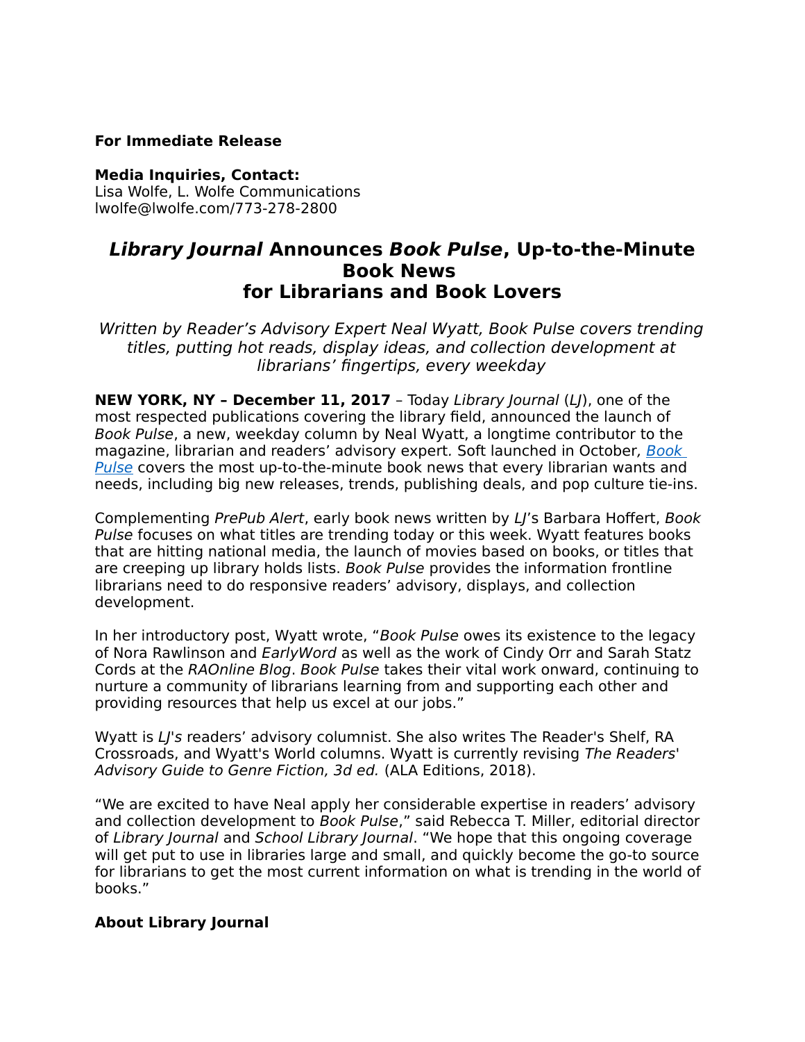**For Immediate Release**

**Media Inquiries, Contact:**
Lisa Wolfe, L. Wolfe Communications
lwolfe@lwolfe.com/773-278-2800

# *Library Journal* Announces *Book Pulse*, Up-to-the-Minute Book News for Librarians and Book Lovers

*Written by Reader's Advisory Expert Neal Wyatt, Book Pulse covers trending titles, putting hot reads, display ideas, and collection development at librarians' fingertips, every weekday*

**NEW YORK, NY – December 11, 2017** – Today *Library Journal* (*LJ*), one of the most respected publications covering the library field, announced the launch of *Book Pulse*, a new, weekday column by Neal Wyatt, a longtime contributor to the magazine, librarian and readers' advisory expert. Soft launched in October, [*Book Pulse*] covers the most up-to-the-minute book news that every librarian wants and needs, including big new releases, trends, publishing deals, and pop culture tie-ins.

Complementing *PrePub Alert*, early book news written by *LJ*'s Barbara Hoffert, *Book Pulse* focuses on what titles are trending today or this week. Wyatt features books that are hitting national media, the launch of movies based on books, or titles that are creeping up library holds lists. *Book Pulse* provides the information frontline librarians need to do responsive readers' advisory, displays, and collection development.

In her introductory post, Wyatt wrote, "*Book Pulse* owes its existence to the legacy of Nora Rawlinson and *EarlyWord* as well as the work of Cindy Orr and Sarah Statz Cords at the *RAOnline Blog*. *Book Pulse* takes their vital work onward, continuing to nurture a community of librarians learning from and supporting each other and providing resources that help us excel at our jobs."

Wyatt is *LJ*'s readers' advisory columnist. She also writes The Reader's Shelf, RA Crossroads, and Wyatt's World columns. Wyatt is currently revising *The Readers' Advisory Guide to Genre Fiction, 3d ed.* (ALA Editions, 2018).

"We are excited to have Neal apply her considerable expertise in readers' advisory and collection development to *Book Pulse*," said Rebecca T. Miller, editorial director of *Library Journal* and *School Library Journal*. "We hope that this ongoing coverage will get put to use in libraries large and small, and quickly become the go-to source for librarians to get the most current information on what is trending in the world of books."

**About Library Journal**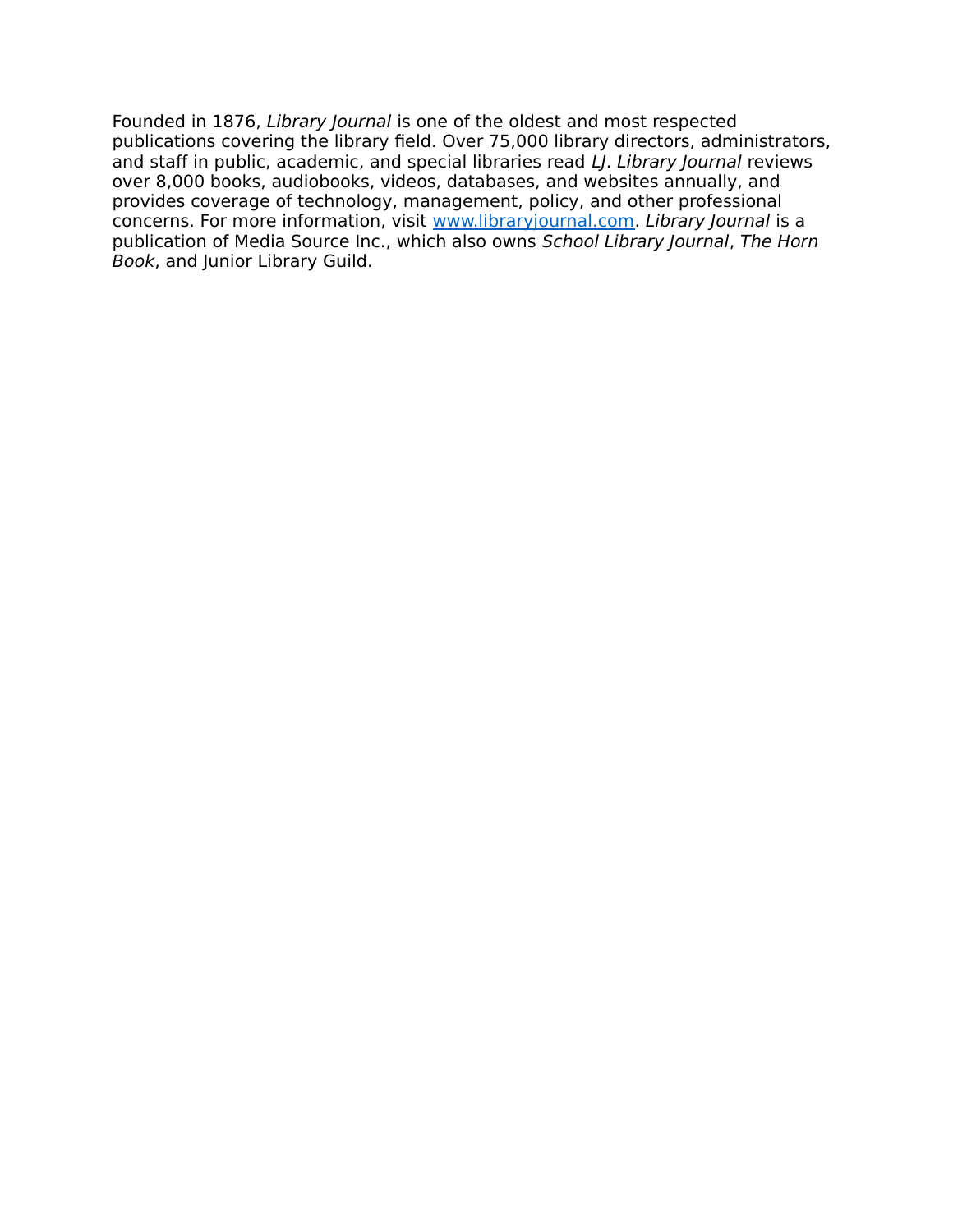Founded in 1876, *Library Journal* is one of the oldest and most respected publications covering the library field. Over 75,000 library directors, administrators, and staff in public, academic, and special libraries read *LJ*. *Library Journal* reviews over 8,000 books, audiobooks, videos, databases, and websites annually, and provides coverage of technology, management, policy, and other professional concerns. For more information, visit [www.libraryjournal.com](http://www.libraryjournal.com). *Library Journal* is a publication of Media Source Inc., which also owns *School Library Journal*, *The Horn Book*, and Junior Library Guild.